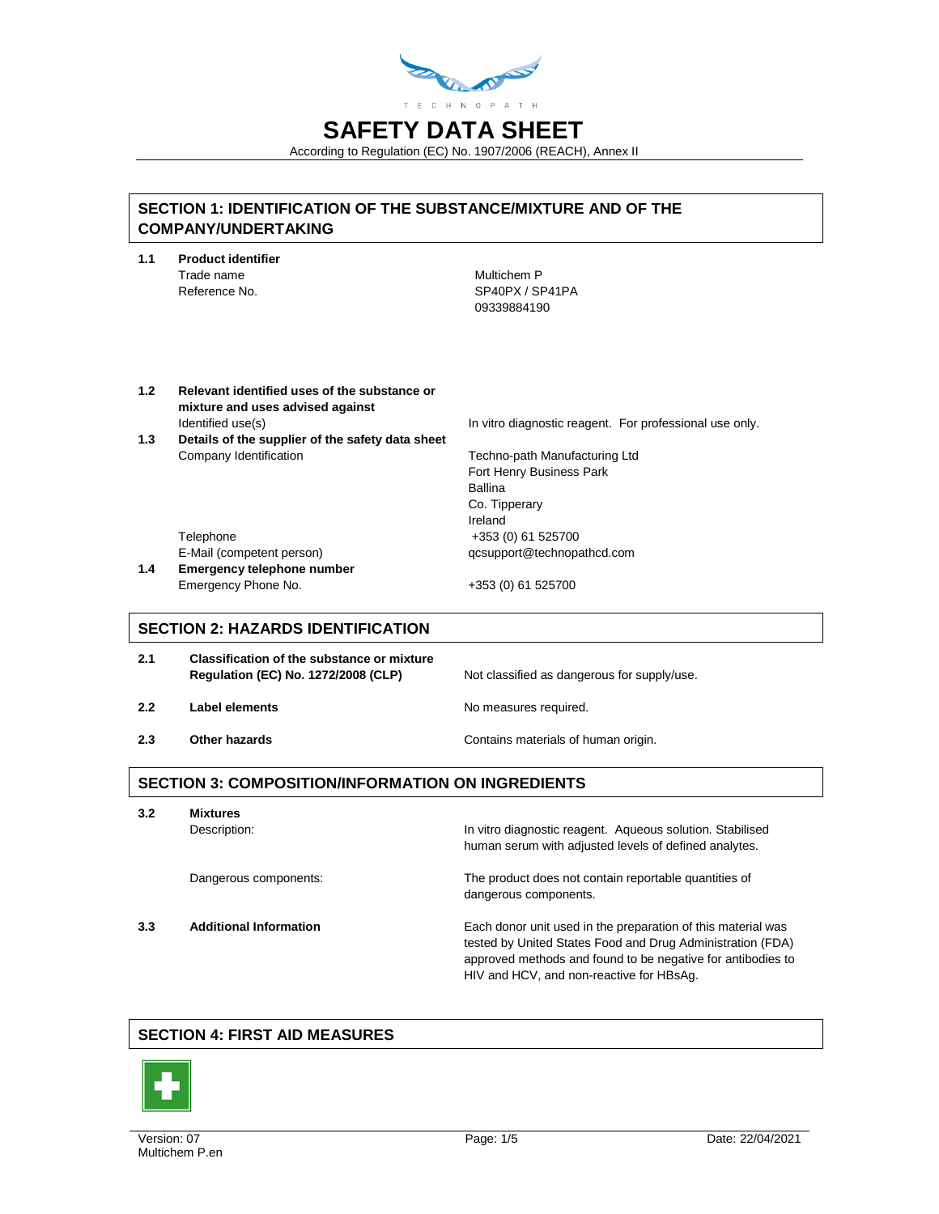TECHNOPATH

# SAFETY DATA SHEET

According to Regulation (EC) No. 1907/2006 (REACH), Annex II

## SECTION 1: IDENTIFICATION OF THE SUBSTANCE/MIXTURE AND OF THE COMPANY/UNDERTAKING

**1.1 Product identifier**

| | |
|---|---|
| Trade name | Multichem P |
| Reference No. | SP40PX / SP41PA<br>09339884190 |

**1.2 Relevant identified uses of the substance or mixture and uses advised against**

| | |
|---|---|
| Identified use(s) | In vitro diagnostic reagent. For professional use only. |

**1.3 Details of the supplier of the safety data sheet**

| | |
|---|---|
| Company Identification | Techno-path Manufacturing Ltd<br>Fort Henry Business Park<br>Ballina<br>Co. Tipperary<br>Ireland |
| Telephone | +353 (0) 61 525700 |
| E-Mail (competent person) | qcsupport@technopathcd.com |

**1.4 Emergency telephone number**

| | |
|---|---|
| Emergency Phone No. | +353 (0) 61 525700 |

## SECTION 2: HAZARDS IDENTIFICATION

| | | |
|---|---|---|
| 2.1 | **Classification of the substance or mixture Regulation (EC) No. 1272/2008 (CLP)** | Not classified as dangerous for supply/use. |
| 2.2 | **Label elements** | No measures required. |
| 2.3 | **Other hazards** | Contains materials of human origin. |

## SECTION 3: COMPOSITION/INFORMATION ON INGREDIENTS

**3.2 Mixtures**

| | |
|---|---|
| Description: | In vitro diagnostic reagent. Aqueous solution. Stabilised human serum with adjusted levels of defined analytes. |
| Dangerous components: | The product does not contain reportable quantities of dangerous components. |

**3.3 Additional Information**

Each donor unit used in the preparation of this material was tested by United States Food and Drug Administration (FDA) approved methods and found to be negative for antibodies to HIV and HCV, and non-reactive for HBsAg.

## SECTION 4: FIRST AID MEASURES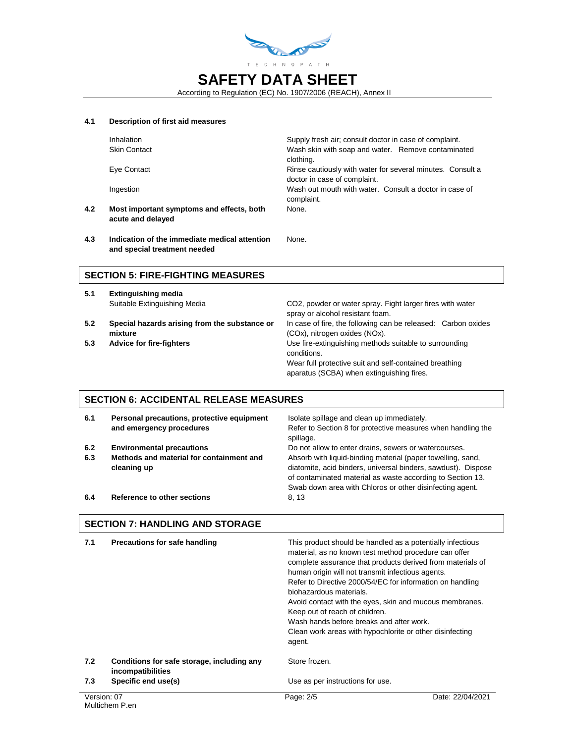| | | |
|---|---|---|
| **4.1** | **Description of first aid measures** | |
| | Inhalation | Supply fresh air; consult doctor in case of complaint. |
| | Skin Contact | Wash skin with soap and water. Remove contaminated clothing. |
| | Eye Contact | Rinse cautiously with water for several minutes. Consult a doctor in case of complaint. |
| | Ingestion | Wash out mouth with water. Consult a doctor in case of complaint. |
| **4.2** | **Most important symptoms and effects, both acute and delayed** | None. |
| **4.3** | **Indication of the immediate medical attention and special treatment needed** | None. |

## SECTION 5: FIRE-FIGHTING MEASURES

| | | |
|---|---|---|
| **5.1** | **Extinguishing media** | |
| | Suitable Extinguishing Media | $CO_2$, powder or water spray. Fight larger fires with water spray or alcohol resistant foam. |
| **5.2** | **Special hazards arising from the substance or mixture** | In case of fire, the following can be released: Carbon oxides ($CO_x$), nitrogen oxides ($NO_x$). |
| **5.3** | **Advice for fire-fighters** | Use fire-extinguishing methods suitable to surrounding conditions.<br>Wear full protective suit and self-contained breathing aparatus (SCBA) when extinguishing fires. |

## SECTION 6: ACCIDENTAL RELEASE MEASURES

| | | |
|---|---|---|
| **6.1** | **Personal precautions, protective equipment and emergency procedures** | Isolate spillage and clean up immediately.<br>Refer to Section 8 for protective measures when handling the spillage. |
| **6.2** | **Environmental precautions** | Do not allow to enter drains, sewers or watercourses. |
| **6.3** | **Methods and material for containment and cleaning up** | Absorb with liquid-binding material (paper towelling, sand, diatomite, acid binders, universal binders, sawdust). Dispose of contaminated material as waste according to Section 13.<br>Swab down area with Chloros or other disinfecting agent. |
| **6.4** | **Reference to other sections** | 8, 13 |

## SECTION 7: HANDLING AND STORAGE

| | | |
|---|---|---|
| **7.1** | **Precautions for safe handling** | This product should be handled as a potentially infectious material, as no known test method procedure can offer complete assurance that products derived from materials of human origin will not transmit infectious agents.<br>Refer to Directive 2000/54/EC for information on handling biohazardous materials.<br>Avoid contact with the eyes, skin and mucous membranes.<br>Keep out of reach of children.<br>Wash hands before breaks and after work.<br>Clean work areas with hypochlorite or other disinfecting agent. |
| **7.2** | **Conditions for safe storage, including any incompatibilities** | Store frozen. |
| **7.3** | **Specific end use(s)** | Use as per instructions for use. |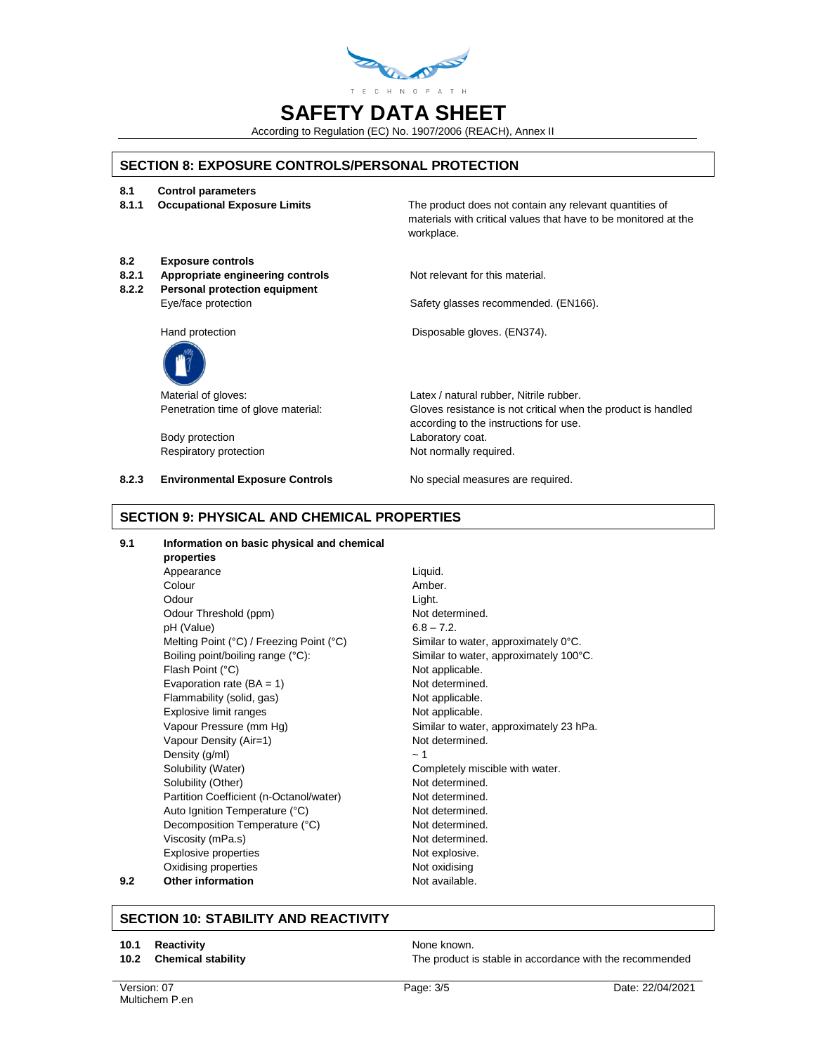# SAFETY DATA SHEET

According to Regulation (EC) No. 1907/2006 (REACH), Annex II

## SECTION 8: EXPOSURE CONTROLS/PERSONAL PROTECTION

| | | |
|---|---|---|
| **8.1** | **Control parameters** | |
| **8.1.1** | **Occupational Exposure Limits** | The product does not contain any relevant quantities of materials with critical values that have to be monitored at the workplace. |
| **8.2** | **Exposure controls** | |
| **8.2.1** | **Appropriate engineering controls** | Not relevant for this material. |
| **8.2.2** | **Personal protection equipment** | |
| | Eye/face protection | Safety glasses recommended. (EN166). |
| | Hand protection | Disposable gloves. (EN374). |
| | Material of gloves: | Latex / natural rubber, Nitrile rubber. |
| | Penetration time of glove material: | Gloves resistance is not critical when the product is handled according to the instructions for use. |
| | Body protection | Laboratory coat. |
| | Respiratory protection | Not normally required. |
| **8.2.3** | **Environmental Exposure Controls** | No special measures are required. |

## SECTION 9: PHYSICAL AND CHEMICAL PROPERTIES

| | | |
|---|---|---|
| **9.1** | **Information on basic physical and chemical properties** | |
| | Appearance | Liquid. |
| | Colour | Amber. |
| | Odour | Light. |
| | Odour Threshold (ppm) | Not determined. |
| | pH (Value) | 6.8 – 7.2. |
| | Melting Point (°C) / Freezing Point (°C) | Similar to water, approximately 0°C. |
| | Boiling point/boiling range (°C): | Similar to water, approximately 100°C. |
| | Flash Point (°C) | Not applicable. |
| | Evaporation rate (BA = 1) | Not determined. |
| | Flammability (solid, gas) | Not applicable. |
| | Explosive limit ranges | Not applicable. |
| | Vapour Pressure (mm Hg) | Similar to water, approximately 23 hPa. |
| | Vapour Density (Air=1) | Not determined. |
| | Density (g/ml) | ~ 1 |
| | Solubility (Water) | Completely miscible with water. |
| | Solubility (Other) | Not determined. |
| | Partition Coefficient (n-Octanol/water) | Not determined. |
| | Auto Ignition Temperature (°C) | Not determined. |
| | Decomposition Temperature (°C) | Not determined. |
| | Viscosity (mPa.s) | Not determined. |
| | Explosive properties | Not explosive. |
| | Oxidising properties | Not oxidising |
| **9.2** | **Other information** | Not available. |

## SECTION 10: STABILITY AND REACTIVITY

| | | |
|---|---|---|
| **10.1** | **Reactivity** | None known. |
| **10.2** | **Chemical stability** | The product is stable in accordance with the recommended |

Version: 07
Multichem P.en

Date: 22/04/2021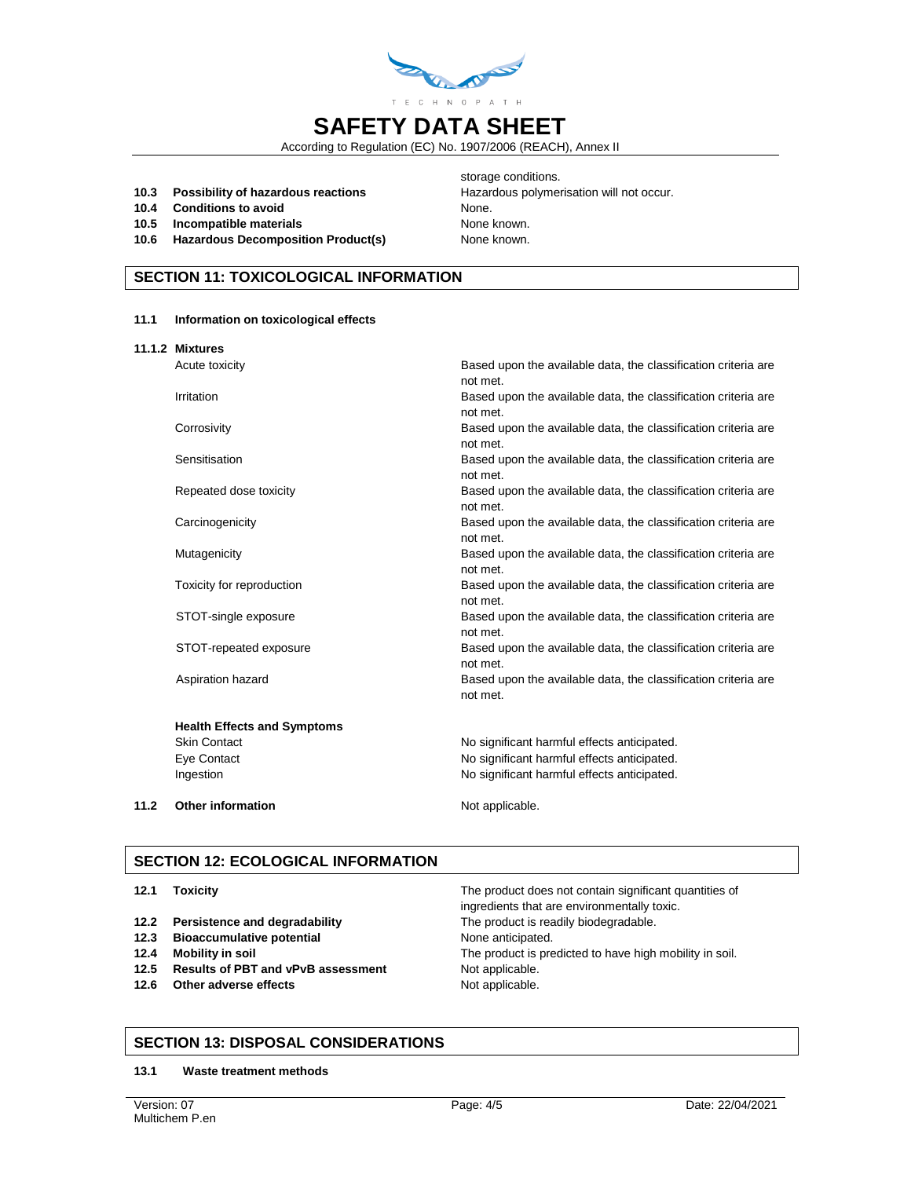storage conditions.

| | | |
|---|---|---|
| **10.3** | **Possibility of hazardous reactions** | Hazardous polymerisation will not occur. |
| **10.4** | **Conditions to avoid** | None. |
| **10.5** | **Incompatible materials** | None known. |
| **10.6** | **Hazardous Decomposition Product(s)** | None known. |

## SECTION 11: TOXICOLOGICAL INFORMATION

**11.1 Information on toxicological effects**

**11.1.2 Mixtures**

| | |
|---|---|
| Acute toxicity | Based upon the available data, the classification criteria are not met. |
| Irritation | Based upon the available data, the classification criteria are not met. |
| Corrosivity | Based upon the available data, the classification criteria are not met. |
| Sensitisation | Based upon the available data, the classification criteria are not met. |
| Repeated dose toxicity | Based upon the available data, the classification criteria are not met. |
| Carcinogenicity | Based upon the available data, the classification criteria are not met. |
| Mutagenicity | Based upon the available data, the classification criteria are not met. |
| Toxicity for reproduction | Based upon the available data, the classification criteria are not met. |
| STOT-single exposure | Based upon the available data, the classification criteria are not met. |
| STOT-repeated exposure | Based upon the available data, the classification criteria are not met. |
| Aspiration hazard | Based upon the available data, the classification criteria are not met. |

**Health Effects and Symptoms**

| | |
|---|---|
| Skin Contact | No significant harmful effects anticipated. |
| Eye Contact | No significant harmful effects anticipated. |
| Ingestion | No significant harmful effects anticipated. |

**11.2 Other information** — Not applicable.

## SECTION 12: ECOLOGICAL INFORMATION

| | | |
|---|---|---|
| **12.1** | **Toxicity** | The product does not contain significant quantities of ingredients that are environmentally toxic. |
| **12.2** | **Persistence and degradability** | The product is readily biodegradable. |
| **12.3** | **Bioaccumulative potential** | None anticipated. |
| **12.4** | **Mobility in soil** | The product is predicted to have high mobility in soil. |
| **12.5** | **Results of PBT and vPvB assessment** | Not applicable. |
| **12.6** | **Other adverse effects** | Not applicable. |

## SECTION 13: DISPOSAL CONSIDERATIONS

**13.1 Waste treatment methods**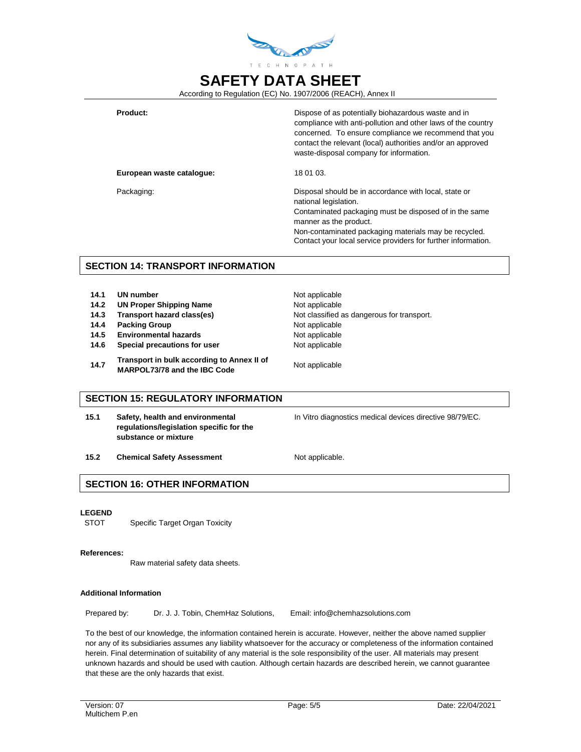| | |
|---|---|
| **Product:** | Dispose of as potentially biohazardous waste and in compliance with anti-pollution and other laws of the country concerned. To ensure compliance we recommend that you contact the relevant (local) authorities and/or an approved waste-disposal company for information. |
| **European waste catalogue:** | 18 01 03. |
| Packaging: | Disposal should be in accordance with local, state or national legislation. Contaminated packaging must be disposed of in the same manner as the product. Non-contaminated packaging materials may be recycled. Contact your local service providers for further information. |

## SECTION 14: TRANSPORT INFORMATION

| | | |
|---|---|---|
| **14.1** | **UN number** | Not applicable |
| **14.2** | **UN Proper Shipping Name** | Not applicable |
| **14.3** | **Transport hazard class(es)** | Not classified as dangerous for transport. |
| **14.4** | **Packing Group** | Not applicable |
| **14.5** | **Environmental hazards** | Not applicable |
| **14.6** | **Special precautions for user** | Not applicable |
| **14.7** | **Transport in bulk according to Annex II of MARPOL73/78 and the IBC Code** | Not applicable |

## SECTION 15: REGULATORY INFORMATION

| | | |
|---|---|---|
| **15.1** | **Safety, health and environmental regulations/legislation specific for the substance or mixture** | In Vitro diagnostics medical devices directive 98/79/EC. |
| **15.2** | **Chemical Safety Assessment** | Not applicable. |

## SECTION 16: OTHER INFORMATION

**LEGEND**

STOT  Specific Target Organ Toxicity

**References:**

Raw material safety data sheets.

**Additional Information**

Prepared by: Dr. J. J. Tobin, ChemHaz Solutions, Email: info@chemhazsolutions.com

To the best of our knowledge, the information contained herein is accurate. However, neither the above named supplier nor any of its subsidiaries assumes any liability whatsoever for the accuracy or completeness of the information contained herein. Final determination of suitability of any material is the sole responsibility of the user. All materials may present unknown hazards and should be used with caution. Although certain hazards are described herein, we cannot guarantee that these are the only hazards that exist.